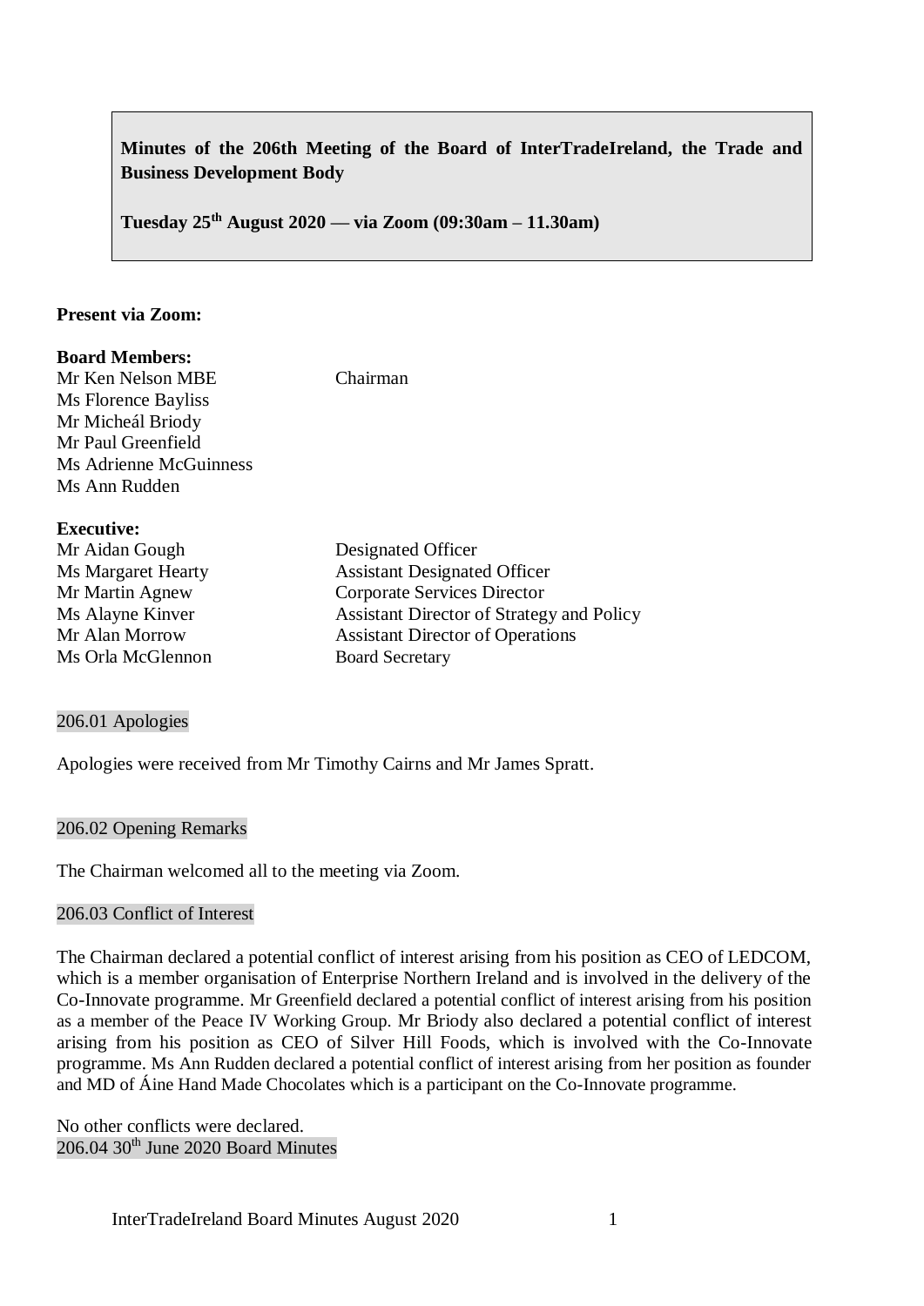**Minutes of the 206th Meeting of the Board of InterTradeIreland, the Trade and Business Development Body**

**Tuesday 25th August 2020 — via Zoom (09:30am – 11.30am)**

**Present via Zoom:**

**Board Members:**

| | |
|---|---|
| Mr Ken Nelson MBE | Chairman |
| Ms Florence Bayliss | |
| Mr Micheál Briody | |
| Mr Paul Greenfield | |
| Ms Adrienne McGuinness | |
| Ms Ann Rudden | |

**Executive:**

| | |
|---|---|
| Mr Aidan Gough | Designated Officer |
| Ms Margaret Hearty | Assistant Designated Officer |
| Mr Martin Agnew | Corporate Services Director |
| Ms Alayne Kinver | Assistant Director of Strategy and Policy |
| Mr Alan Morrow | Assistant Director of Operations |
| Ms Orla McGlennon | Board Secretary |

## 206.01 Apologies

Apologies were received from Mr Timothy Cairns and Mr James Spratt.

## 206.02 Opening Remarks

The Chairman welcomed all to the meeting via Zoom.

## 206.03 Conflict of Interest

The Chairman declared a potential conflict of interest arising from his position as CEO of LEDCOM, which is a member organisation of Enterprise Northern Ireland and is involved in the delivery of the Co-Innovate programme. Mr Greenfield declared a potential conflict of interest arising from his position as a member of the Peace IV Working Group. Mr Briody also declared a potential conflict of interest arising from his position as CEO of Silver Hill Foods, which is involved with the Co-Innovate programme. Ms Ann Rudden declared a potential conflict of interest arising from her position as founder and MD of Áine Hand Made Chocolates which is a participant on the Co-Innovate programme.

No other conflicts were declared.

## 206.04 30th June 2020 Board Minutes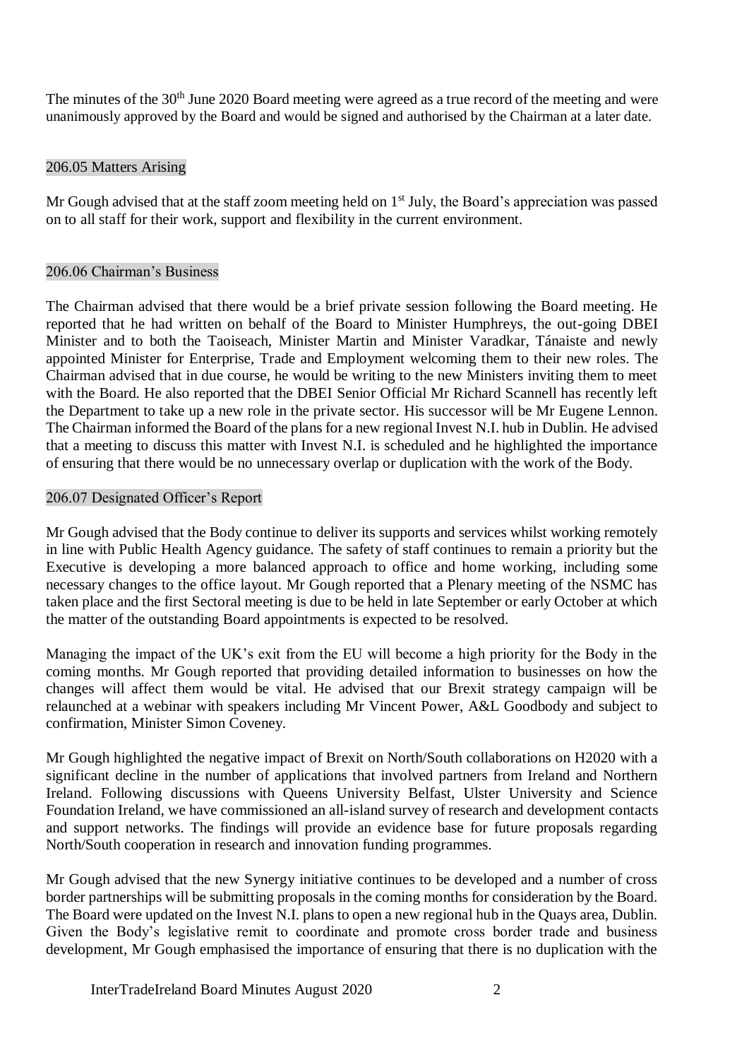The minutes of the 30th June 2020 Board meeting were agreed as a true record of the meeting and were unanimously approved by the Board and would be signed and authorised by the Chairman at a later date.

### 206.05 Matters Arising

Mr Gough advised that at the staff zoom meeting held on 1st July, the Board's appreciation was passed on to all staff for their work, support and flexibility in the current environment.

### 206.06 Chairman's Business

The Chairman advised that there would be a brief private session following the Board meeting. He reported that he had written on behalf of the Board to Minister Humphreys, the out-going DBEI Minister and to both the Taoiseach, Minister Martin and Minister Varadkar, Tánaiste and newly appointed Minister for Enterprise, Trade and Employment welcoming them to their new roles. The Chairman advised that in due course, he would be writing to the new Ministers inviting them to meet with the Board. He also reported that the DBEI Senior Official Mr Richard Scannell has recently left the Department to take up a new role in the private sector. His successor will be Mr Eugene Lennon. The Chairman informed the Board of the plans for a new regional Invest N.I. hub in Dublin. He advised that a meeting to discuss this matter with Invest N.I. is scheduled and he highlighted the importance of ensuring that there would be no unnecessary overlap or duplication with the work of the Body.

### 206.07 Designated Officer's Report

Mr Gough advised that the Body continue to deliver its supports and services whilst working remotely in line with Public Health Agency guidance. The safety of staff continues to remain a priority but the Executive is developing a more balanced approach to office and home working, including some necessary changes to the office layout. Mr Gough reported that a Plenary meeting of the NSMC has taken place and the first Sectoral meeting is due to be held in late September or early October at which the matter of the outstanding Board appointments is expected to be resolved.

Managing the impact of the UK's exit from the EU will become a high priority for the Body in the coming months. Mr Gough reported that providing detailed information to businesses on how the changes will affect them would be vital. He advised that our Brexit strategy campaign will be relaunched at a webinar with speakers including Mr Vincent Power, A&L Goodbody and subject to confirmation, Minister Simon Coveney.

Mr Gough highlighted the negative impact of Brexit on North/South collaborations on H2020 with a significant decline in the number of applications that involved partners from Ireland and Northern Ireland. Following discussions with Queens University Belfast, Ulster University and Science Foundation Ireland, we have commissioned an all-island survey of research and development contacts and support networks. The findings will provide an evidence base for future proposals regarding North/South cooperation in research and innovation funding programmes.

Mr Gough advised that the new Synergy initiative continues to be developed and a number of cross border partnerships will be submitting proposals in the coming months for consideration by the Board. The Board were updated on the Invest N.I. plans to open a new regional hub in the Quays area, Dublin. Given the Body's legislative remit to coordinate and promote cross border trade and business development, Mr Gough emphasised the importance of ensuring that there is no duplication with the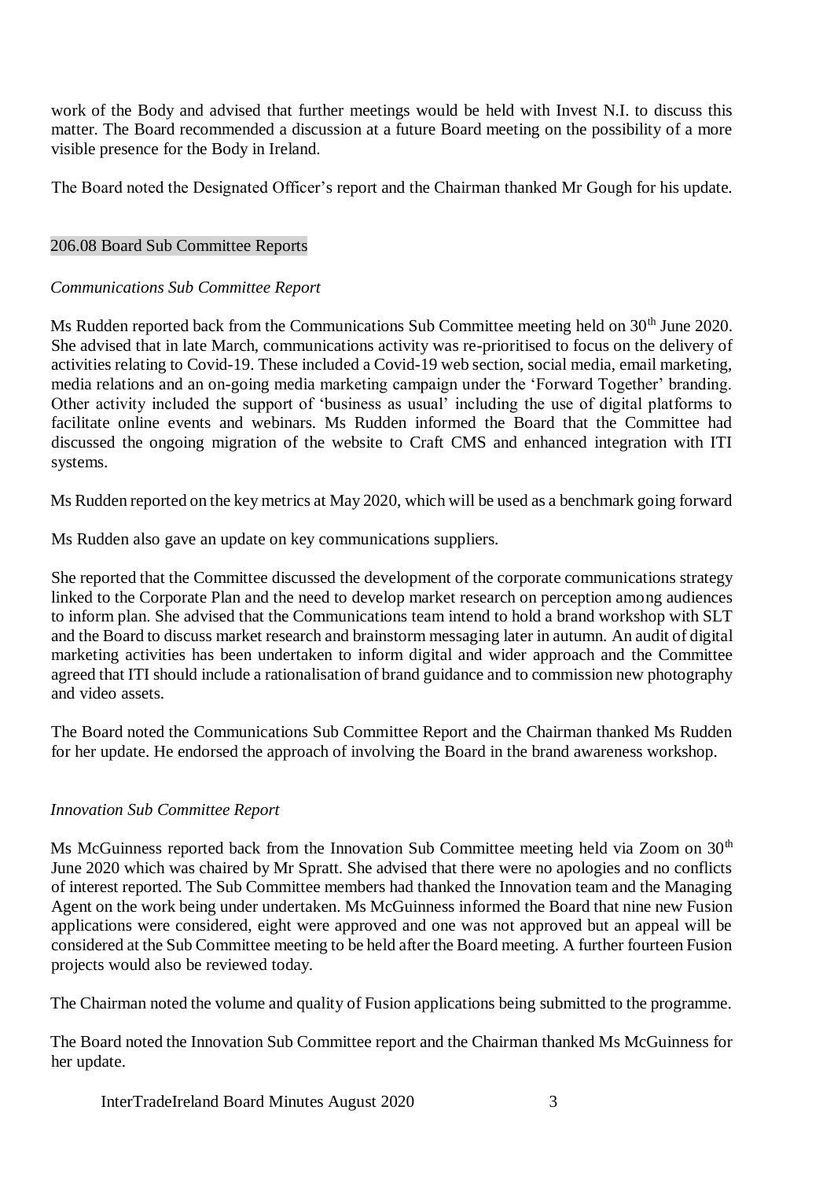work of the Body and advised that further meetings would be held with Invest N.I. to discuss this matter. The Board recommended a discussion at a future Board meeting on the possibility of a more visible presence for the Body in Ireland.

The Board noted the Designated Officer's report and the Chairman thanked Mr Gough for his update.

## 206.08 Board Sub Committee Reports

*Communications Sub Committee Report*

Ms Rudden reported back from the Communications Sub Committee meeting held on 30th June 2020. She advised that in late March, communications activity was re-prioritised to focus on the delivery of activities relating to Covid-19. These included a Covid-19 web section, social media, email marketing, media relations and an on-going media marketing campaign under the 'Forward Together' branding. Other activity included the support of 'business as usual' including the use of digital platforms to facilitate online events and webinars. Ms Rudden informed the Board that the Committee had discussed the ongoing migration of the website to Craft CMS and enhanced integration with ITI systems.

Ms Rudden reported on the key metrics at May 2020, which will be used as a benchmark going forward

Ms Rudden also gave an update on key communications suppliers.

She reported that the Committee discussed the development of the corporate communications strategy linked to the Corporate Plan and the need to develop market research on perception among audiences to inform plan. She advised that the Communications team intend to hold a brand workshop with SLT and the Board to discuss market research and brainstorm messaging later in autumn. An audit of digital marketing activities has been undertaken to inform digital and wider approach and the Committee agreed that ITI should include a rationalisation of brand guidance and to commission new photography and video assets.

The Board noted the Communications Sub Committee Report and the Chairman thanked Ms Rudden for her update. He endorsed the approach of involving the Board in the brand awareness workshop.

*Innovation Sub Committee Report*

Ms McGuinness reported back from the Innovation Sub Committee meeting held via Zoom on 30th June 2020 which was chaired by Mr Spratt. She advised that there were no apologies and no conflicts of interest reported. The Sub Committee members had thanked the Innovation team and the Managing Agent on the work being under undertaken. Ms McGuinness informed the Board that nine new Fusion applications were considered, eight were approved and one was not approved but an appeal will be considered at the Sub Committee meeting to be held after the Board meeting. A further fourteen Fusion projects would also be reviewed today.

The Chairman noted the volume and quality of Fusion applications being submitted to the programme.

The Board noted the Innovation Sub Committee report and the Chairman thanked Ms McGuinness for her update.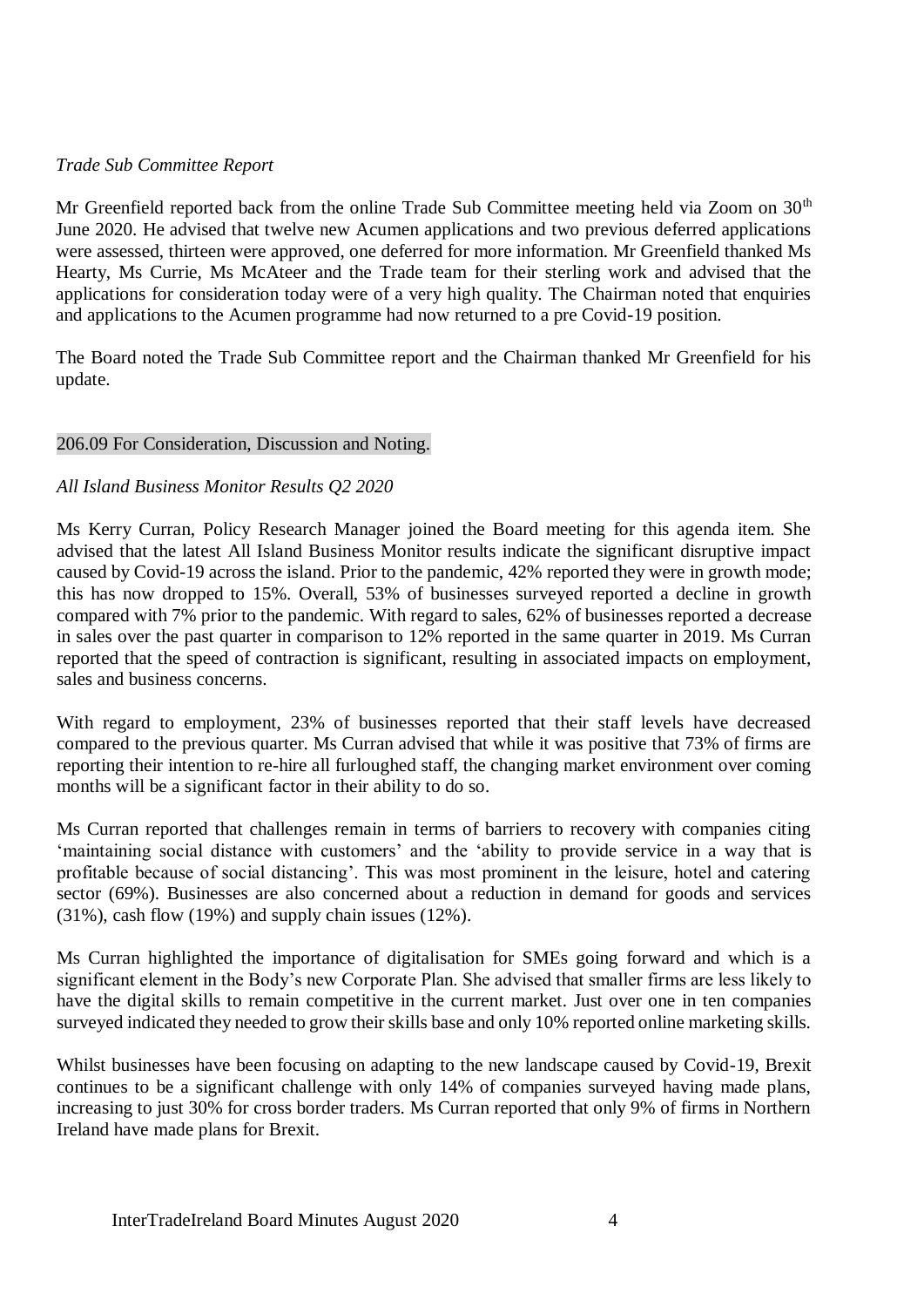*Trade Sub Committee Report*

Mr Greenfield reported back from the online Trade Sub Committee meeting held via Zoom on 30th June 2020. He advised that twelve new Acumen applications and two previous deferred applications were assessed, thirteen were approved, one deferred for more information. Mr Greenfield thanked Ms Hearty, Ms Currie, Ms McAteer and the Trade team for their sterling work and advised that the applications for consideration today were of a very high quality. The Chairman noted that enquiries and applications to the Acumen programme had now returned to a pre Covid-19 position.

The Board noted the Trade Sub Committee report and the Chairman thanked Mr Greenfield for his update.

206.09 For Consideration, Discussion and Noting.

*All Island Business Monitor Results Q2 2020*

Ms Kerry Curran, Policy Research Manager joined the Board meeting for this agenda item. She advised that the latest All Island Business Monitor results indicate the significant disruptive impact caused by Covid-19 across the island. Prior to the pandemic, 42% reported they were in growth mode; this has now dropped to 15%. Overall, 53% of businesses surveyed reported a decline in growth compared with 7% prior to the pandemic. With regard to sales, 62% of businesses reported a decrease in sales over the past quarter in comparison to 12% reported in the same quarter in 2019. Ms Curran reported that the speed of contraction is significant, resulting in associated impacts on employment, sales and business concerns.

With regard to employment, 23% of businesses reported that their staff levels have decreased compared to the previous quarter. Ms Curran advised that while it was positive that 73% of firms are reporting their intention to re-hire all furloughed staff, the changing market environment over coming months will be a significant factor in their ability to do so.

Ms Curran reported that challenges remain in terms of barriers to recovery with companies citing 'maintaining social distance with customers' and the 'ability to provide service in a way that is profitable because of social distancing'. This was most prominent in the leisure, hotel and catering sector (69%). Businesses are also concerned about a reduction in demand for goods and services (31%), cash flow (19%) and supply chain issues (12%).

Ms Curran highlighted the importance of digitalisation for SMEs going forward and which is a significant element in the Body's new Corporate Plan. She advised that smaller firms are less likely to have the digital skills to remain competitive in the current market. Just over one in ten companies surveyed indicated they needed to grow their skills base and only 10% reported online marketing skills.

Whilst businesses have been focusing on adapting to the new landscape caused by Covid-19, Brexit continues to be a significant challenge with only 14% of companies surveyed having made plans, increasing to just 30% for cross border traders. Ms Curran reported that only 9% of firms in Northern Ireland have made plans for Brexit.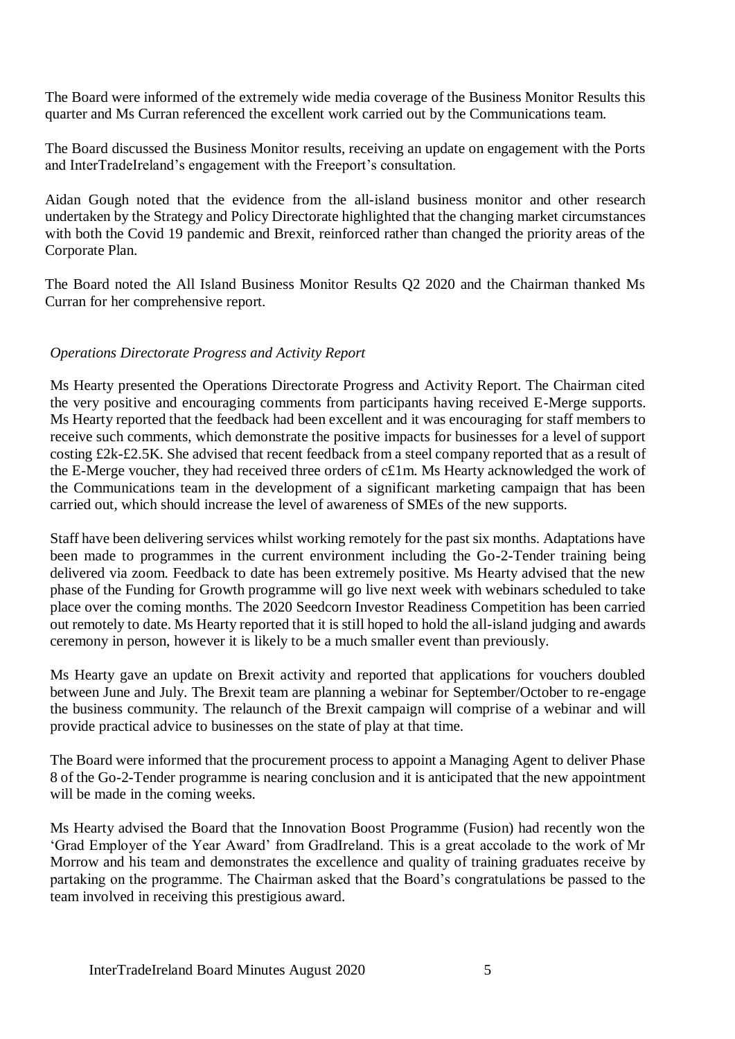The Board were informed of the extremely wide media coverage of the Business Monitor Results this quarter and Ms Curran referenced the excellent work carried out by the Communications team.

The Board discussed the Business Monitor results, receiving an update on engagement with the Ports and InterTradeIreland's engagement with the Freeport's consultation.

Aidan Gough noted that the evidence from the all-island business monitor and other research undertaken by the Strategy and Policy Directorate highlighted that the changing market circumstances with both the Covid 19 pandemic and Brexit, reinforced rather than changed the priority areas of the Corporate Plan.

The Board noted the All Island Business Monitor Results Q2 2020 and the Chairman thanked Ms Curran for her comprehensive report.

*Operations Directorate Progress and Activity Report*

Ms Hearty presented the Operations Directorate Progress and Activity Report. The Chairman cited the very positive and encouraging comments from participants having received E-Merge supports. Ms Hearty reported that the feedback had been excellent and it was encouraging for staff members to receive such comments, which demonstrate the positive impacts for businesses for a level of support costing £2k-£2.5K. She advised that recent feedback from a steel company reported that as a result of the E-Merge voucher, they had received three orders of c£1m. Ms Hearty acknowledged the work of the Communications team in the development of a significant marketing campaign that has been carried out, which should increase the level of awareness of SMEs of the new supports.

Staff have been delivering services whilst working remotely for the past six months. Adaptations have been made to programmes in the current environment including the Go-2-Tender training being delivered via zoom. Feedback to date has been extremely positive. Ms Hearty advised that the new phase of the Funding for Growth programme will go live next week with webinars scheduled to take place over the coming months. The 2020 Seedcorn Investor Readiness Competition has been carried out remotely to date. Ms Hearty reported that it is still hoped to hold the all-island judging and awards ceremony in person, however it is likely to be a much smaller event than previously.

Ms Hearty gave an update on Brexit activity and reported that applications for vouchers doubled between June and July. The Brexit team are planning a webinar for September/October to re-engage the business community. The relaunch of the Brexit campaign will comprise of a webinar and will provide practical advice to businesses on the state of play at that time.

The Board were informed that the procurement process to appoint a Managing Agent to deliver Phase 8 of the Go-2-Tender programme is nearing conclusion and it is anticipated that the new appointment will be made in the coming weeks.

Ms Hearty advised the Board that the Innovation Boost Programme (Fusion) had recently won the 'Grad Employer of the Year Award' from GradIreland. This is a great accolade to the work of Mr Morrow and his team and demonstrates the excellence and quality of training graduates receive by partaking on the programme. The Chairman asked that the Board's congratulations be passed to the team involved in receiving this prestigious award.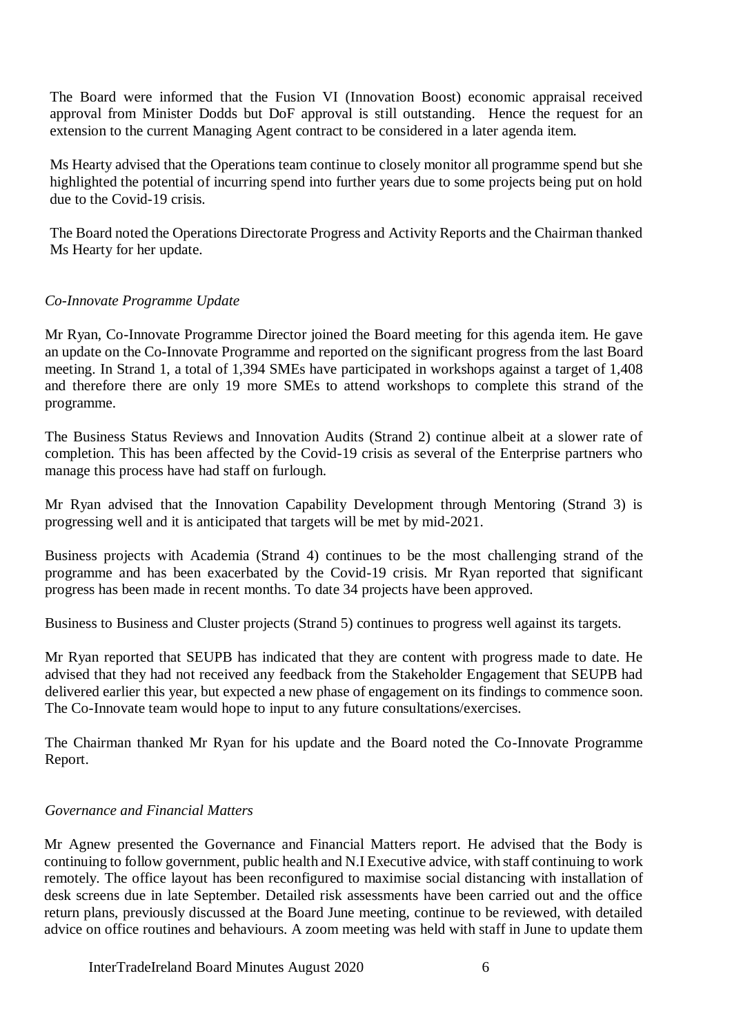The Board were informed that the Fusion VI (Innovation Boost) economic appraisal received approval from Minister Dodds but DoF approval is still outstanding. Hence the request for an extension to the current Managing Agent contract to be considered in a later agenda item.

Ms Hearty advised that the Operations team continue to closely monitor all programme spend but she highlighted the potential of incurring spend into further years due to some projects being put on hold due to the Covid-19 crisis.

The Board noted the Operations Directorate Progress and Activity Reports and the Chairman thanked Ms Hearty for her update.

*Co-Innovate Programme Update*

Mr Ryan, Co-Innovate Programme Director joined the Board meeting for this agenda item. He gave an update on the Co-Innovate Programme and reported on the significant progress from the last Board meeting. In Strand 1, a total of 1,394 SMEs have participated in workshops against a target of 1,408 and therefore there are only 19 more SMEs to attend workshops to complete this strand of the programme.

The Business Status Reviews and Innovation Audits (Strand 2) continue albeit at a slower rate of completion. This has been affected by the Covid-19 crisis as several of the Enterprise partners who manage this process have had staff on furlough.

Mr Ryan advised that the Innovation Capability Development through Mentoring (Strand 3) is progressing well and it is anticipated that targets will be met by mid-2021.

Business projects with Academia (Strand 4) continues to be the most challenging strand of the programme and has been exacerbated by the Covid-19 crisis. Mr Ryan reported that significant progress has been made in recent months. To date 34 projects have been approved.

Business to Business and Cluster projects (Strand 5) continues to progress well against its targets.

Mr Ryan reported that SEUPB has indicated that they are content with progress made to date. He advised that they had not received any feedback from the Stakeholder Engagement that SEUPB had delivered earlier this year, but expected a new phase of engagement on its findings to commence soon. The Co-Innovate team would hope to input to any future consultations/exercises.

The Chairman thanked Mr Ryan for his update and the Board noted the Co-Innovate Programme Report.

*Governance and Financial Matters*

Mr Agnew presented the Governance and Financial Matters report. He advised that the Body is continuing to follow government, public health and N.I Executive advice, with staff continuing to work remotely. The office layout has been reconfigured to maximise social distancing with installation of desk screens due in late September. Detailed risk assessments have been carried out and the office return plans, previously discussed at the Board June meeting, continue to be reviewed, with detailed advice on office routines and behaviours. A zoom meeting was held with staff in June to update them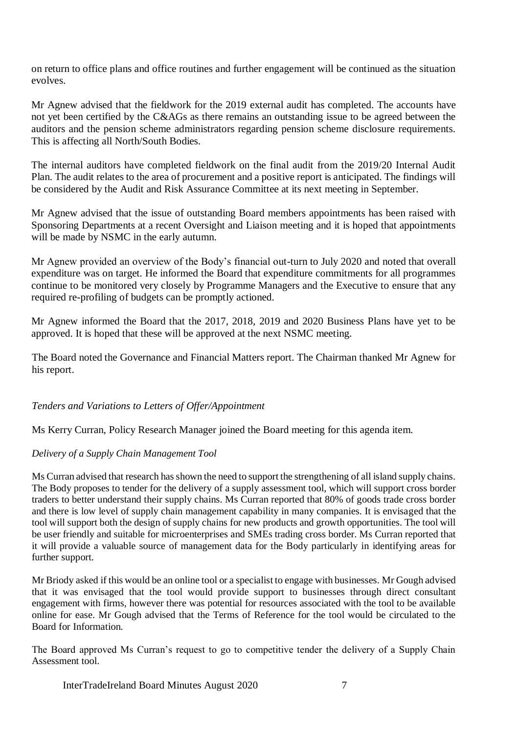on return to office plans and office routines and further engagement will be continued as the situation evolves.

Mr Agnew advised that the fieldwork for the 2019 external audit has completed. The accounts have not yet been certified by the C&AGs as there remains an outstanding issue to be agreed between the auditors and the pension scheme administrators regarding pension scheme disclosure requirements. This is affecting all North/South Bodies.

The internal auditors have completed fieldwork on the final audit from the 2019/20 Internal Audit Plan. The audit relates to the area of procurement and a positive report is anticipated. The findings will be considered by the Audit and Risk Assurance Committee at its next meeting in September.

Mr Agnew advised that the issue of outstanding Board members appointments has been raised with Sponsoring Departments at a recent Oversight and Liaison meeting and it is hoped that appointments will be made by NSMC in the early autumn.

Mr Agnew provided an overview of the Body's financial out-turn to July 2020 and noted that overall expenditure was on target. He informed the Board that expenditure commitments for all programmes continue to be monitored very closely by Programme Managers and the Executive to ensure that any required re-profiling of budgets can be promptly actioned.

Mr Agnew informed the Board that the 2017, 2018, 2019 and 2020 Business Plans have yet to be approved. It is hoped that these will be approved at the next NSMC meeting.

The Board noted the Governance and Financial Matters report. The Chairman thanked Mr Agnew for his report.

*Tenders and Variations to Letters of Offer/Appointment*

Ms Kerry Curran, Policy Research Manager joined the Board meeting for this agenda item.

*Delivery of a Supply Chain Management Tool*

Ms Curran advised that research has shown the need to support the strengthening of all island supply chains. The Body proposes to tender for the delivery of a supply assessment tool, which will support cross border traders to better understand their supply chains. Ms Curran reported that 80% of goods trade cross border and there is low level of supply chain management capability in many companies. It is envisaged that the tool will support both the design of supply chains for new products and growth opportunities. The tool will be user friendly and suitable for microenterprises and SMEs trading cross border. Ms Curran reported that it will provide a valuable source of management data for the Body particularly in identifying areas for further support.

Mr Briody asked if this would be an online tool or a specialist to engage with businesses. Mr Gough advised that it was envisaged that the tool would provide support to businesses through direct consultant engagement with firms, however there was potential for resources associated with the tool to be available online for ease. Mr Gough advised that the Terms of Reference for the tool would be circulated to the Board for Information.

The Board approved Ms Curran's request to go to competitive tender the delivery of a Supply Chain Assessment tool.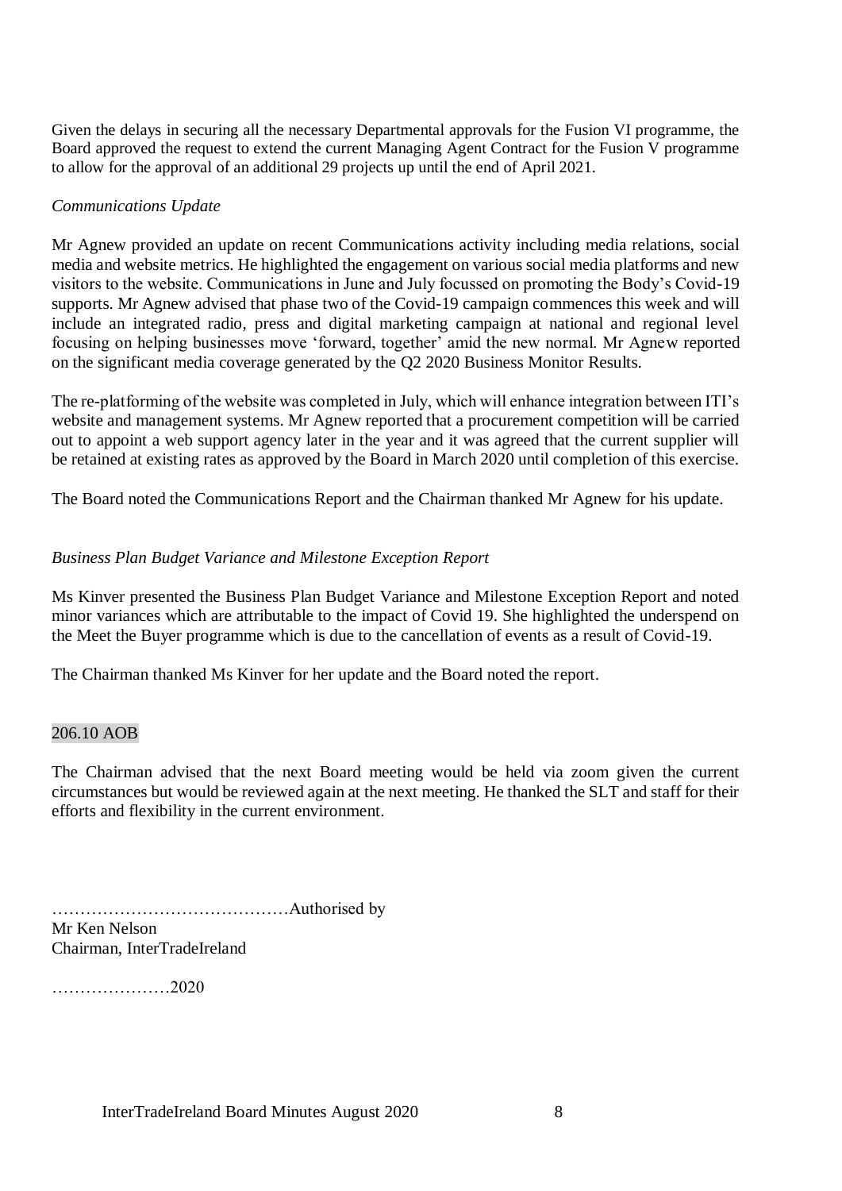Given the delays in securing all the necessary Departmental approvals for the Fusion VI programme, the Board approved the request to extend the current Managing Agent Contract for the Fusion V programme to allow for the approval of an additional 29 projects up until the end of April 2021.

*Communications Update*

Mr Agnew provided an update on recent Communications activity including media relations, social media and website metrics. He highlighted the engagement on various social media platforms and new visitors to the website. Communications in June and July focussed on promoting the Body's Covid-19 supports. Mr Agnew advised that phase two of the Covid-19 campaign commences this week and will include an integrated radio, press and digital marketing campaign at national and regional level focusing on helping businesses move 'forward, together' amid the new normal. Mr Agnew reported on the significant media coverage generated by the Q2 2020 Business Monitor Results.

The re-platforming of the website was completed in July, which will enhance integration between ITI's website and management systems. Mr Agnew reported that a procurement competition will be carried out to appoint a web support agency later in the year and it was agreed that the current supplier will be retained at existing rates as approved by the Board in March 2020 until completion of this exercise.

The Board noted the Communications Report and the Chairman thanked Mr Agnew for his update.

*Business Plan Budget Variance and Milestone Exception Report*

Ms Kinver presented the Business Plan Budget Variance and Milestone Exception Report and noted minor variances which are attributable to the impact of Covid 19. She highlighted the underspend on the Meet the Buyer programme which is due to the cancellation of events as a result of Covid-19.

The Chairman thanked Ms Kinver for her update and the Board noted the report.

## 206.10 AOB

The Chairman advised that the next Board meeting would be held via zoom given the current circumstances but would be reviewed again at the next meeting. He thanked the SLT and staff for their efforts and flexibility in the current environment.

……………………………………Authorised by
Mr Ken Nelson
Chairman, InterTradeIreland

…………………2020